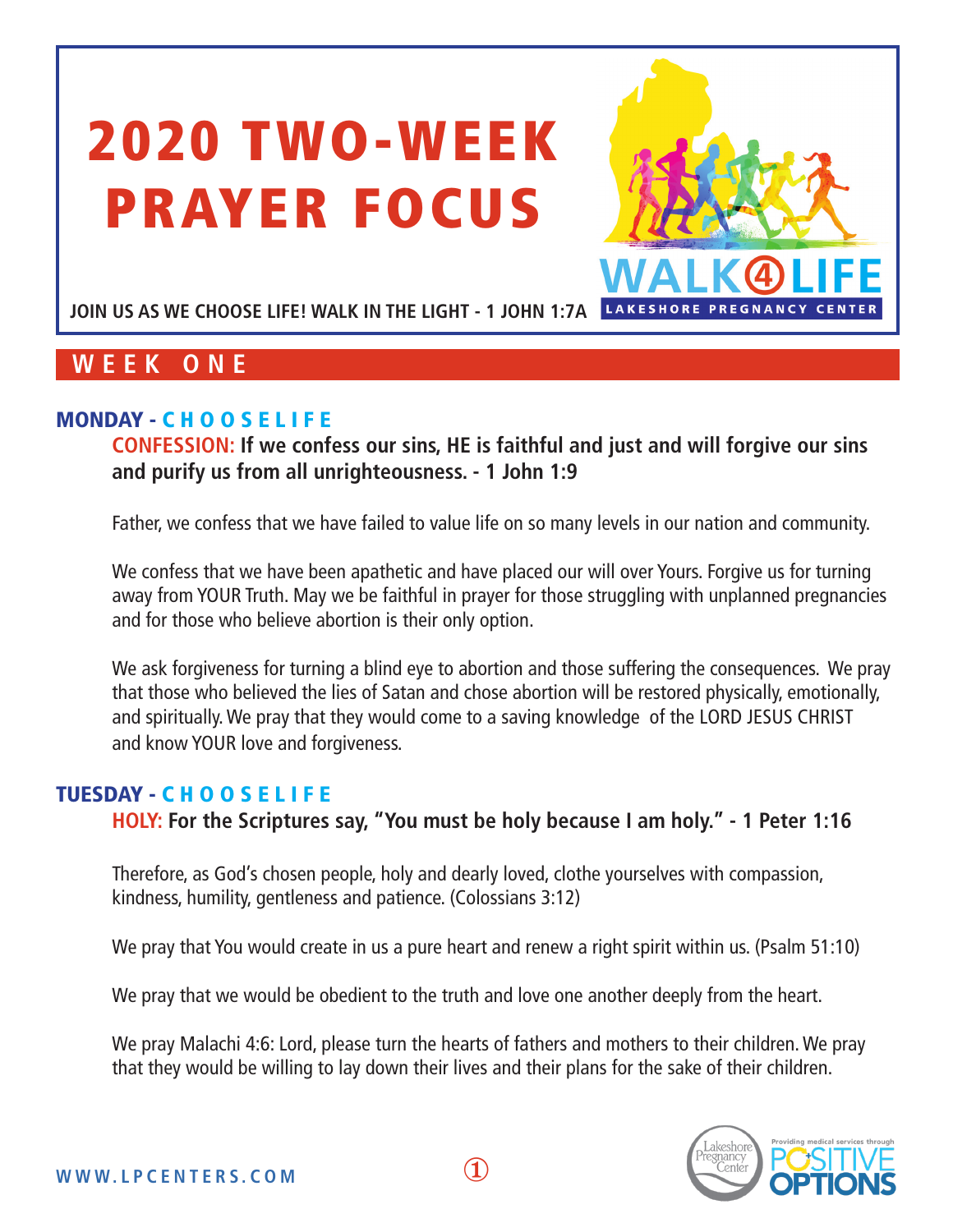# 2020 TWO-WEEK PRAYER FOCUS

WALK4LIFE
LAKESHORE PREGNANCY CENTER

**JOIN US AS WE CHOOSE LIFE! WALK IN THE LIGHT - 1 JOHN 1:7A**

## WEEK ONE

### MONDAY - CHOOSELIFE

**CONFESSION: If we confess our sins, HE is faithful and just and will forgive our sins and purify us from all unrighteousness. - 1 John 1:9**

Father, we confess that we have failed to value life on so many levels in our nation and community.

We confess that we have been apathetic and have placed our will over Yours. Forgive us for turning away from YOUR Truth. May we be faithful in prayer for those struggling with unplanned pregnancies and for those who believe abortion is their only option.

We ask forgiveness for turning a blind eye to abortion and those suffering the consequences. We pray that those who believed the lies of Satan and chose abortion will be restored physically, emotionally, and spiritually. We pray that they would come to a saving knowledge of the LORD JESUS CHRIST and know YOUR love and forgiveness.

### TUESDAY - CHOOSELIFE

**HOLY: For the Scriptures say, "You must be holy because I am holy." - 1 Peter 1:16**

Therefore, as God's chosen people, holy and dearly loved, clothe yourselves with compassion, kindness, humility, gentleness and patience. (Colossians 3:12)

We pray that You would create in us a pure heart and renew a right spirit within us. (Psalm 51:10)

We pray that we would be obedient to the truth and love one another deeply from the heart.

We pray Malachi 4:6: Lord, please turn the hearts of fathers and mothers to their children. We pray that they would be willing to lay down their lives and their plans for the sake of their children.

WWW.LPCENTERS.COM

Lakeshore Pregnancy Center — Providing medical services through POSITIVE OPTIONS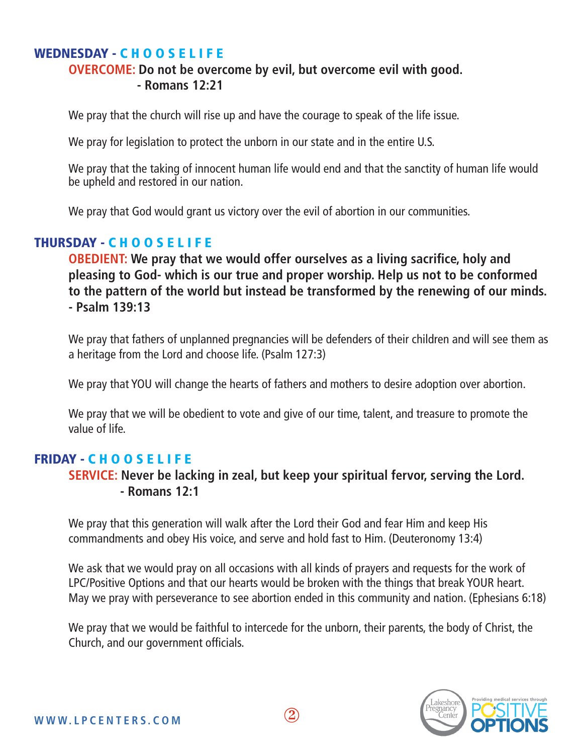## WEDNESDAY - C H O O S E L I F E

**OVERCOME: Do not be overcome by evil, but overcome evil with good.
- Romans 12:21**

We pray that the church will rise up and have the courage to speak of the life issue.

We pray for legislation to protect the unborn in our state and in the entire U.S.

We pray that the taking of innocent human life would end and that the sanctity of human life would be upheld and restored in our nation.

We pray that God would grant us victory over the evil of abortion in our communities.

## THURSDAY - C H O O S E L I F E

**OBEDIENT: We pray that we would offer ourselves as a living sacrifice, holy and pleasing to God- which is our true and proper worship. Help us not to be conformed to the pattern of the world but instead be transformed by the renewing of our minds.
- Psalm 139:13**

We pray that fathers of unplanned pregnancies will be defenders of their children and will see them as a heritage from the Lord and choose life. (Psalm 127:3)

We pray that YOU will change the hearts of fathers and mothers to desire adoption over abortion.

We pray that we will be obedient to vote and give of our time, talent, and treasure to promote the value of life.

## FRIDAY - C H O O S E L I F E

**SERVICE: Never be lacking in zeal, but keep your spiritual fervor, serving the Lord.
- Romans 12:1**

We pray that this generation will walk after the Lord their God and fear Him and keep His commandments and obey His voice, and serve and hold fast to Him. (Deuteronomy 13:4)

We ask that we would pray on all occasions with all kinds of prayers and requests for the work of LPC/Positive Options and that our hearts would be broken with the things that break YOUR heart. May we pray with perseverance to see abortion ended in this community and nation. (Ephesians 6:18)

We pray that we would be faithful to intercede for the unborn, their parents, the body of Christ, the Church, and our government officials.

WWW.LPCENTERS.COM

Lakeshore Pregnancy Center — Providing medical services through POSITIVE OPTIONS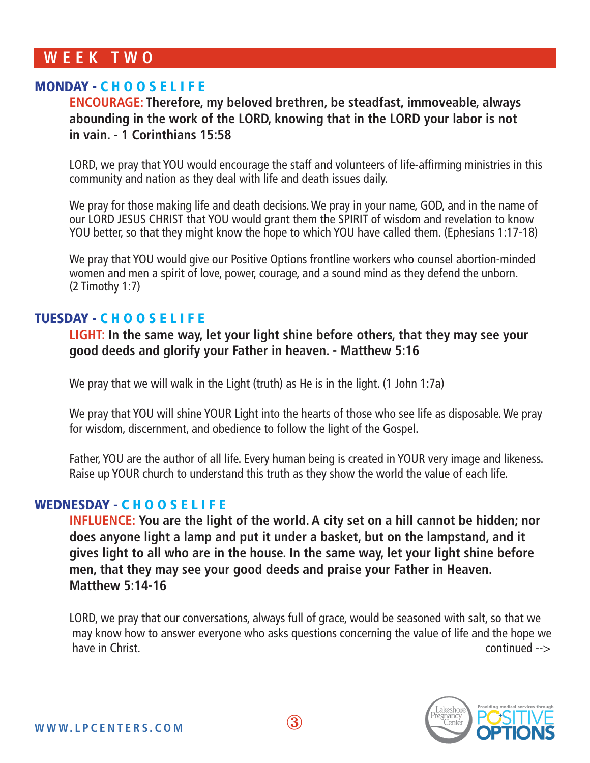# WEEK TWO

## MONDAY - CHOOSELIFE

**ENCOURAGE: Therefore, my beloved brethren, be steadfast, immoveable, always abounding in the work of the LORD, knowing that in the LORD your labor is not in vain. - 1 Corinthians 15:58**

LORD, we pray that YOU would encourage the staff and volunteers of life-affirming ministries in this community and nation as they deal with life and death issues daily.

We pray for those making life and death decisions. We pray in your name, GOD, and in the name of our LORD JESUS CHRIST that YOU would grant them the SPIRIT of wisdom and revelation to know YOU better, so that they might know the hope to which YOU have called them. (Ephesians 1:17-18)

We pray that YOU would give our Positive Options frontline workers who counsel abortion-minded women and men a spirit of love, power, courage, and a sound mind as they defend the unborn. (2 Timothy 1:7)

## TUESDAY - CHOOSELIFE

**LIGHT: In the same way, let your light shine before others, that they may see your good deeds and glorify your Father in heaven. - Matthew 5:16**

We pray that we will walk in the Light (truth) as He is in the light. (1 John 1:7a)

We pray that YOU will shine YOUR Light into the hearts of those who see life as disposable. We pray for wisdom, discernment, and obedience to follow the light of the Gospel.

Father, YOU are the author of all life. Every human being is created in YOUR very image and likeness. Raise up YOUR church to understand this truth as they show the world the value of each life.

## WEDNESDAY - CHOOSELIFE

**INFLUENCE: You are the light of the world. A city set on a hill cannot be hidden; nor does anyone light a lamp and put it under a basket, but on the lampstand, and it gives light to all who are in the house. In the same way, let your light shine before men, that they may see your good deeds and praise your Father in Heaven. Matthew 5:14-16**

LORD, we pray that our conversations, always full of grace, would be seasoned with salt, so that we may know how to answer everyone who asks questions concerning the value of life and the hope we have in Christ.

continued -->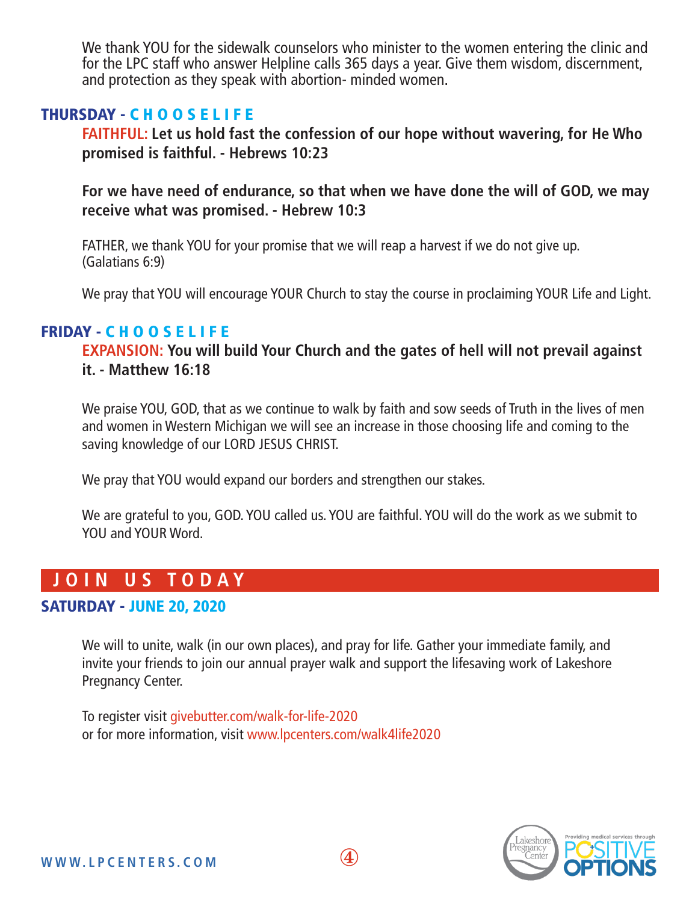We thank YOU for the sidewalk counselors who minister to the women entering the clinic and for the LPC staff who answer Helpline calls 365 days a year. Give them wisdom, discernment, and protection as they speak with abortion- minded women.

## THURSDAY - C H O O S E L I F E

**FAITHFUL: Let us hold fast the confession of our hope without wavering, for He Who promised is faithful. - Hebrews 10:23**

**For we have need of endurance, so that when we have done the will of GOD, we may receive what was promised. - Hebrew 10:3**

FATHER, we thank YOU for your promise that we will reap a harvest if we do not give up. (Galatians 6:9)

We pray that YOU will encourage YOUR Church to stay the course in proclaiming YOUR Life and Light.

## FRIDAY - C H O O S E L I F E

**EXPANSION: You will build Your Church and the gates of hell will not prevail against it. - Matthew 16:18**

We praise YOU, GOD, that as we continue to walk by faith and sow seeds of Truth in the lives of men and women in Western Michigan we will see an increase in those choosing life and coming to the saving knowledge of our LORD JESUS CHRIST.

We pray that YOU would expand our borders and strengthen our stakes.

We are grateful to you, GOD. YOU called us. YOU are faithful. YOU will do the work as we submit to YOU and YOUR Word.

# J O I N U S T O D A Y

## SATURDAY - JUNE 20, 2020

We will to unite, walk (in our own places), and pray for life. Gather your immediate family, and invite your friends to join our annual prayer walk and support the lifesaving work of Lakeshore Pregnancy Center.

To register visit givebutter.com/walk-for-life-2020
or for more information, visit www.lpcenters.com/walk4life2020

Lakeshore Pregnancy Center

Providing medical services through POSITIVE OPTIONS